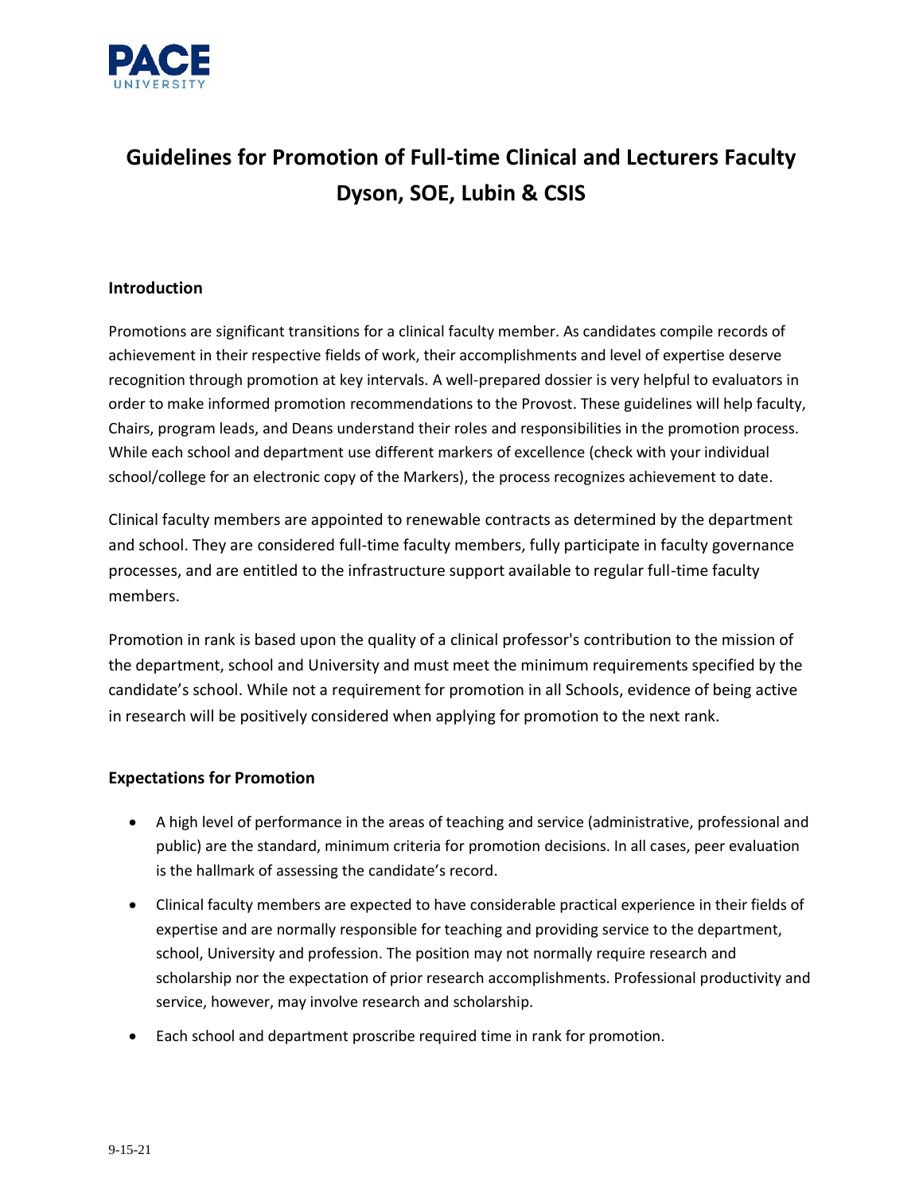# Guidelines for Promotion of Full-time Clinical and Lecturers Faculty Dyson, SOE, Lubin & CSIS

## Introduction

Promotions are significant transitions for a clinical faculty member. As candidates compile records of achievement in their respective fields of work, their accomplishments and level of expertise deserve recognition through promotion at key intervals. A well-prepared dossier is very helpful to evaluators in order to make informed promotion recommendations to the Provost. These guidelines will help faculty, Chairs, program leads, and Deans understand their roles and responsibilities in the promotion process. While each school and department use different markers of excellence (check with your individual school/college for an electronic copy of the Markers), the process recognizes achievement to date.

Clinical faculty members are appointed to renewable contracts as determined by the department and school. They are considered full-time faculty members, fully participate in faculty governance processes, and are entitled to the infrastructure support available to regular full-time faculty members.

Promotion in rank is based upon the quality of a clinical professor's contribution to the mission of the department, school and University and must meet the minimum requirements specified by the candidate's school. While not a requirement for promotion in all Schools, evidence of being active in research will be positively considered when applying for promotion to the next rank.

## Expectations for Promotion

- A high level of performance in the areas of teaching and service (administrative, professional and public) are the standard, minimum criteria for promotion decisions. In all cases, peer evaluation is the hallmark of assessing the candidate's record.
- Clinical faculty members are expected to have considerable practical experience in their fields of expertise and are normally responsible for teaching and providing service to the department, school, University and profession. The position may not normally require research and scholarship nor the expectation of prior research accomplishments. Professional productivity and service, however, may involve research and scholarship.
- Each school and department proscribe required time in rank for promotion.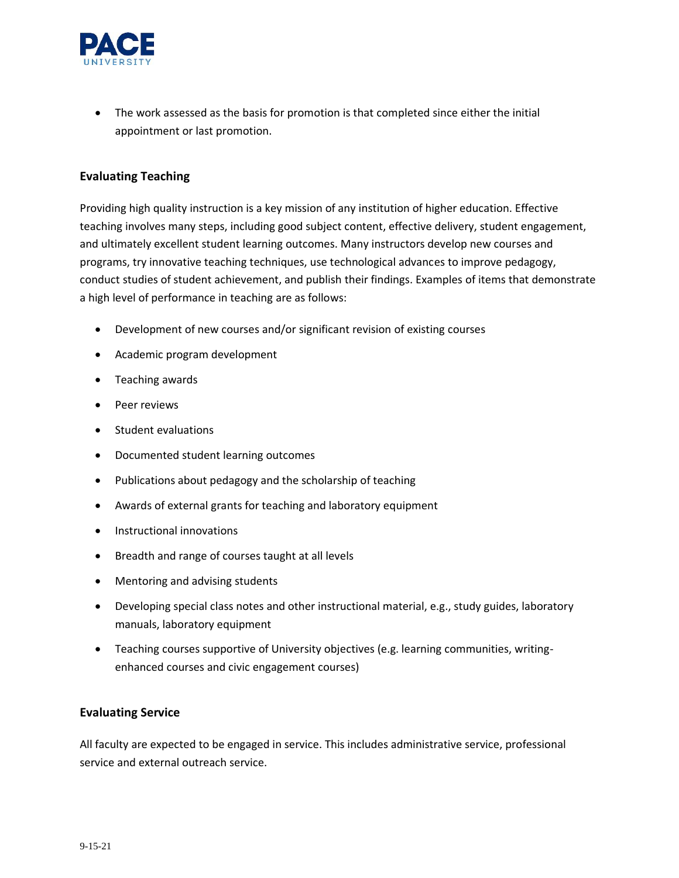- The work assessed as the basis for promotion is that completed since either the initial appointment or last promotion.

### Evaluating Teaching

Providing high quality instruction is a key mission of any institution of higher education. Effective teaching involves many steps, including good subject content, effective delivery, student engagement, and ultimately excellent student learning outcomes. Many instructors develop new courses and programs, try innovative teaching techniques, use technological advances to improve pedagogy, conduct studies of student achievement, and publish their findings. Examples of items that demonstrate a high level of performance in teaching are as follows:

- Development of new courses and/or significant revision of existing courses
- Academic program development
- Teaching awards
- Peer reviews
- Student evaluations
- Documented student learning outcomes
- Publications about pedagogy and the scholarship of teaching
- Awards of external grants for teaching and laboratory equipment
- Instructional innovations
- Breadth and range of courses taught at all levels
- Mentoring and advising students
- Developing special class notes and other instructional material, e.g., study guides, laboratory manuals, laboratory equipment
- Teaching courses supportive of University objectives (e.g. learning communities, writing-enhanced courses and civic engagement courses)

### Evaluating Service

All faculty are expected to be engaged in service. This includes administrative service, professional service and external outreach service.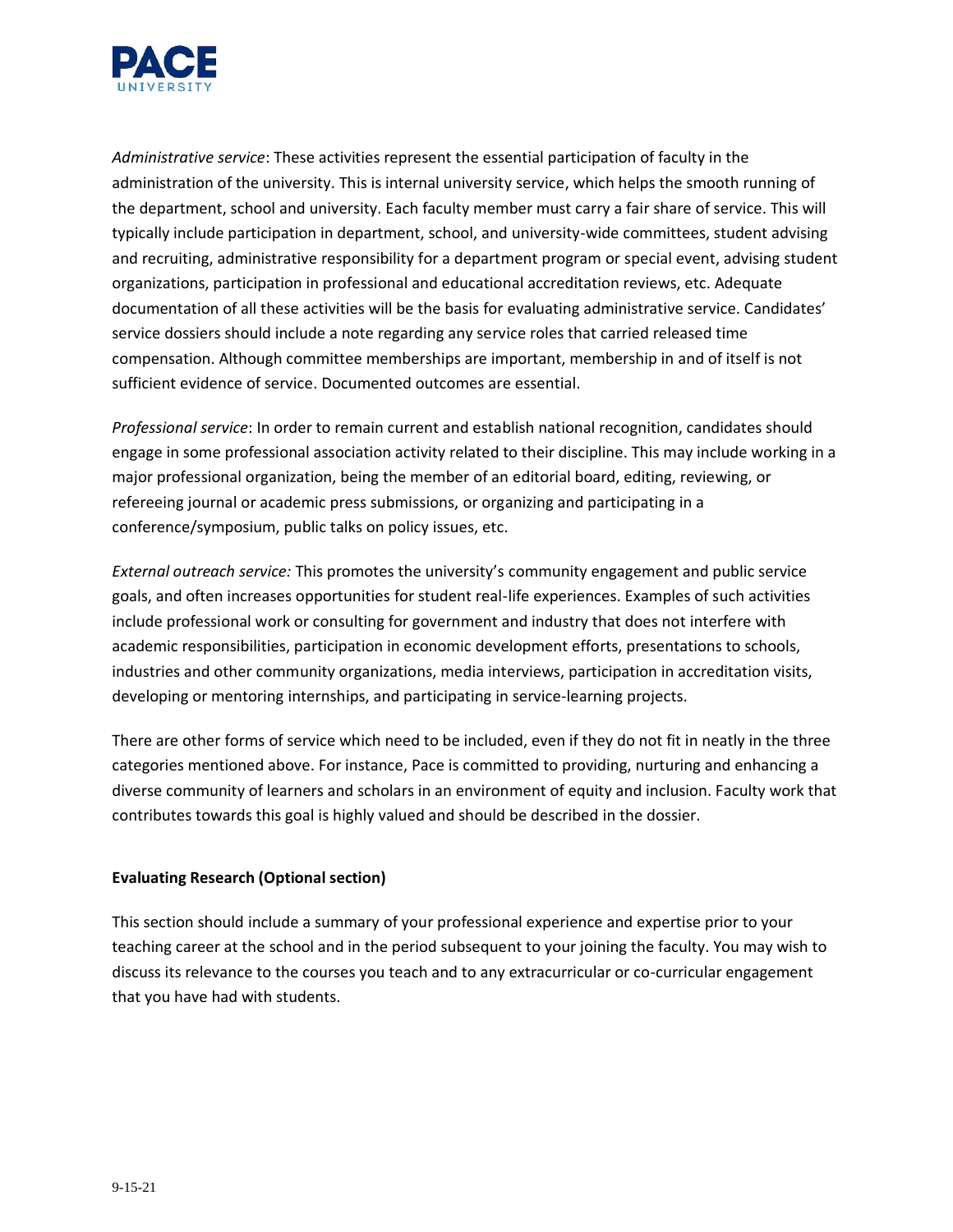*Administrative service*: These activities represent the essential participation of faculty in the administration of the university. This is internal university service, which helps the smooth running of the department, school and university. Each faculty member must carry a fair share of service. This will typically include participation in department, school, and university-wide committees, student advising and recruiting, administrative responsibility for a department program or special event, advising student organizations, participation in professional and educational accreditation reviews, etc. Adequate documentation of all these activities will be the basis for evaluating administrative service. Candidates' service dossiers should include a note regarding any service roles that carried released time compensation. Although committee memberships are important, membership in and of itself is not sufficient evidence of service. Documented outcomes are essential.

*Professional service*: In order to remain current and establish national recognition, candidates should engage in some professional association activity related to their discipline. This may include working in a major professional organization, being the member of an editorial board, editing, reviewing, or refereeing journal or academic press submissions, or organizing and participating in a conference/symposium, public talks on policy issues, etc.

*External outreach service:* This promotes the university's community engagement and public service goals, and often increases opportunities for student real-life experiences. Examples of such activities include professional work or consulting for government and industry that does not interfere with academic responsibilities, participation in economic development efforts, presentations to schools, industries and other community organizations, media interviews, participation in accreditation visits, developing or mentoring internships, and participating in service-learning projects.

There are other forms of service which need to be included, even if they do not fit in neatly in the three categories mentioned above. For instance, Pace is committed to providing, nurturing and enhancing a diverse community of learners and scholars in an environment of equity and inclusion. Faculty work that contributes towards this goal is highly valued and should be described in the dossier.

**Evaluating Research (Optional section)**

This section should include a summary of your professional experience and expertise prior to your teaching career at the school and in the period subsequent to your joining the faculty. You may wish to discuss its relevance to the courses you teach and to any extracurricular or co-curricular engagement that you have had with students.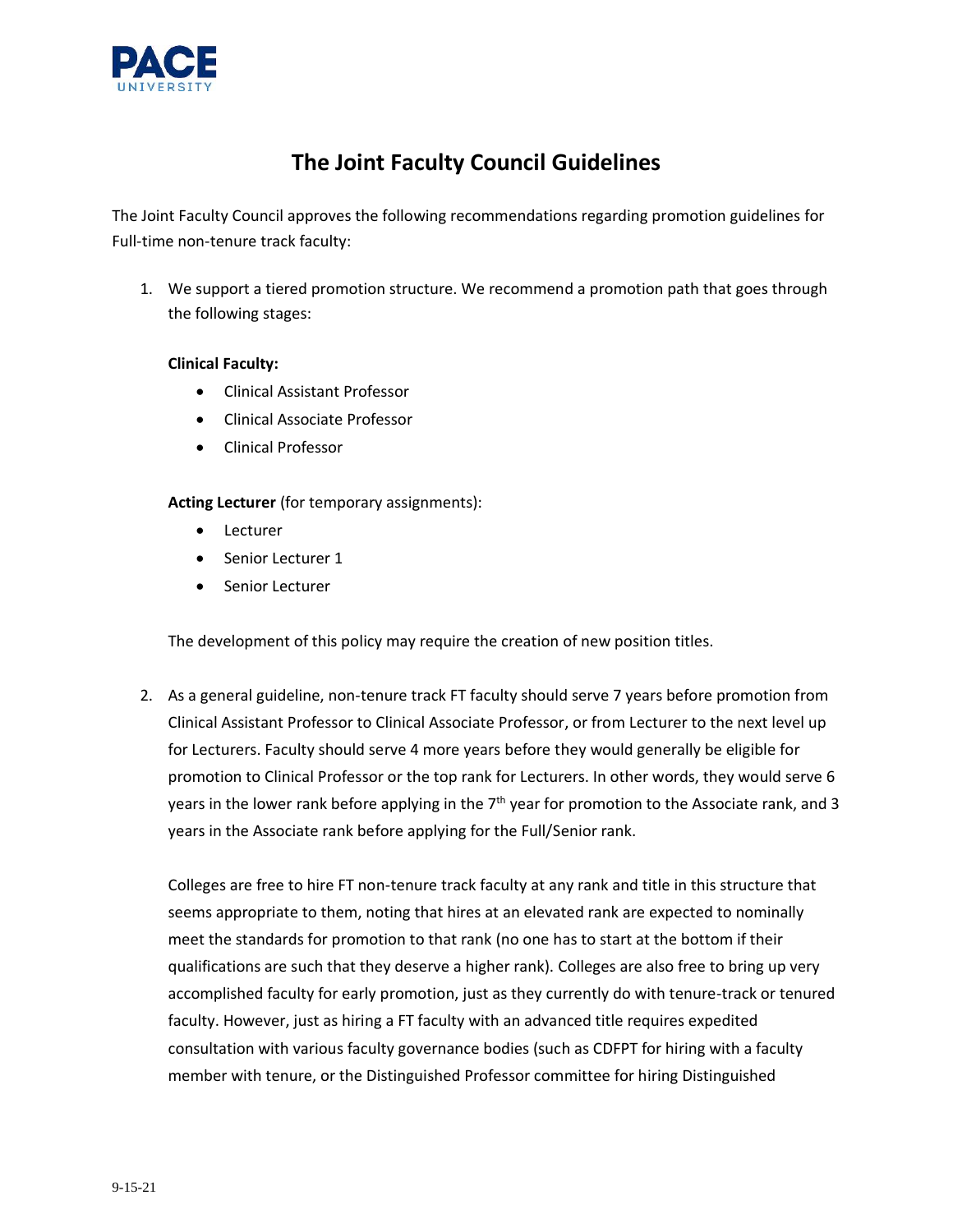# The Joint Faculty Council Guidelines

The Joint Faculty Council approves the following recommendations regarding promotion guidelines for Full-time non-tenure track faculty:

1. We support a tiered promotion structure. We recommend a promotion path that goes through the following stages:

   **Clinical Faculty:**
   - Clinical Assistant Professor
   - Clinical Associate Professor
   - Clinical Professor

   **Acting Lecturer** (for temporary assignments):
   - Lecturer
   - Senior Lecturer 1
   - Senior Lecturer

   The development of this policy may require the creation of new position titles.

2. As a general guideline, non-tenure track FT faculty should serve 7 years before promotion from Clinical Assistant Professor to Clinical Associate Professor, or from Lecturer to the next level up for Lecturers. Faculty should serve 4 more years before they would generally be eligible for promotion to Clinical Professor or the top rank for Lecturers. In other words, they would serve 6 years in the lower rank before applying in the 7th year for promotion to the Associate rank, and 3 years in the Associate rank before applying for the Full/Senior rank.

   Colleges are free to hire FT non-tenure track faculty at any rank and title in this structure that seems appropriate to them, noting that hires at an elevated rank are expected to nominally meet the standards for promotion to that rank (no one has to start at the bottom if their qualifications are such that they deserve a higher rank). Colleges are also free to bring up very accomplished faculty for early promotion, just as they currently do with tenure-track or tenured faculty. However, just as hiring a FT faculty with an advanced title requires expedited consultation with various faculty governance bodies (such as CDFPT for hiring with a faculty member with tenure, or the Distinguished Professor committee for hiring Distinguished

9-15-21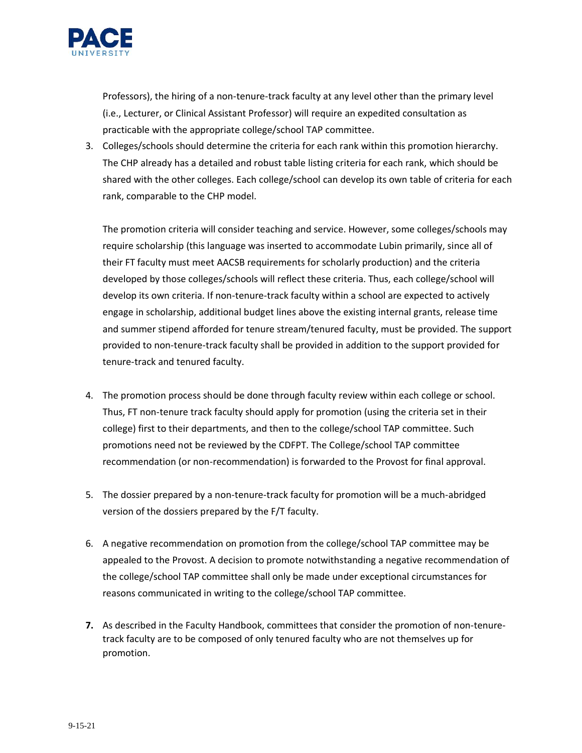Professors), the hiring of a non-tenure-track faculty at any level other than the primary level (i.e., Lecturer, or Clinical Assistant Professor) will require an expedited consultation as practicable with the appropriate college/school TAP committee.

3. Colleges/schools should determine the criteria for each rank within this promotion hierarchy. The CHP already has a detailed and robust table listing criteria for each rank, which should be shared with the other colleges. Each college/school can develop its own table of criteria for each rank, comparable to the CHP model.

   The promotion criteria will consider teaching and service. However, some colleges/schools may require scholarship (this language was inserted to accommodate Lubin primarily, since all of their FT faculty must meet AACSB requirements for scholarly production) and the criteria developed by those colleges/schools will reflect these criteria. Thus, each college/school will develop its own criteria. If non-tenure-track faculty within a school are expected to actively engage in scholarship, additional budget lines above the existing internal grants, release time and summer stipend afforded for tenure stream/tenured faculty, must be provided. The support provided to non-tenure-track faculty shall be provided in addition to the support provided for tenure-track and tenured faculty.

4. The promotion process should be done through faculty review within each college or school. Thus, FT non-tenure track faculty should apply for promotion (using the criteria set in their college) first to their departments, and then to the college/school TAP committee. Such promotions need not be reviewed by the CDFPT. The College/school TAP committee recommendation (or non-recommendation) is forwarded to the Provost for final approval.

5. The dossier prepared by a non-tenure-track faculty for promotion will be a much-abridged version of the dossiers prepared by the F/T faculty.

6. A negative recommendation on promotion from the college/school TAP committee may be appealed to the Provost. A decision to promote notwithstanding a negative recommendation of the college/school TAP committee shall only be made under exceptional circumstances for reasons communicated in writing to the college/school TAP committee.

7. As described in the Faculty Handbook, committees that consider the promotion of non-tenure-track faculty are to be composed of only tenured faculty who are not themselves up for promotion.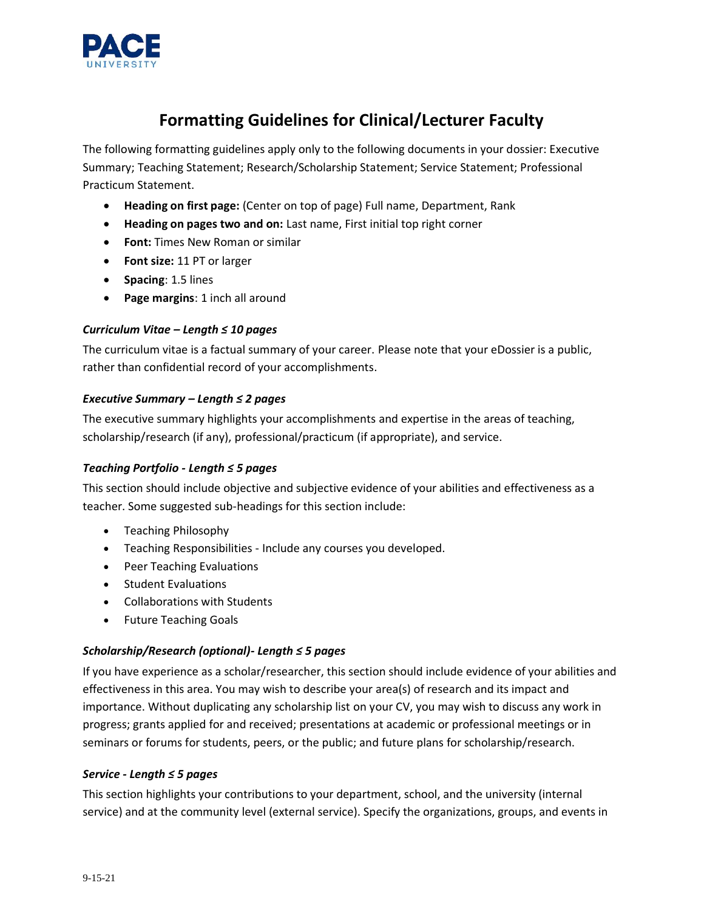# Formatting Guidelines for Clinical/Lecturer Faculty

The following formatting guidelines apply only to the following documents in your dossier: Executive Summary; Teaching Statement; Research/Scholarship Statement; Service Statement; Professional Practicum Statement.

- **Heading on first page:** (Center on top of page) Full name, Department, Rank
- **Heading on pages two and on:** Last name, First initial top right corner
- **Font:** Times New Roman or similar
- **Font size:** 11 PT or larger
- **Spacing**: 1.5 lines
- **Page margins**: 1 inch all around

***Curriculum Vitae – Length ≤ 10 pages***

The curriculum vitae is a factual summary of your career. Please note that your eDossier is a public, rather than confidential record of your accomplishments.

***Executive Summary – Length ≤ 2 pages***

The executive summary highlights your accomplishments and expertise in the areas of teaching, scholarship/research (if any), professional/practicum (if appropriate), and service.

***Teaching Portfolio - Length ≤ 5 pages***

This section should include objective and subjective evidence of your abilities and effectiveness as a teacher. Some suggested sub-headings for this section include:

- Teaching Philosophy
- Teaching Responsibilities - Include any courses you developed.
- Peer Teaching Evaluations
- Student Evaluations
- Collaborations with Students
- Future Teaching Goals

***Scholarship/Research (optional)- Length ≤ 5 pages***

If you have experience as a scholar/researcher, this section should include evidence of your abilities and effectiveness in this area. You may wish to describe your area(s) of research and its impact and importance. Without duplicating any scholarship list on your CV, you may wish to discuss any work in progress; grants applied for and received; presentations at academic or professional meetings or in seminars or forums for students, peers, or the public; and future plans for scholarship/research.

***Service - Length ≤ 5 pages***

This section highlights your contributions to your department, school, and the university (internal service) and at the community level (external service). Specify the organizations, groups, and events in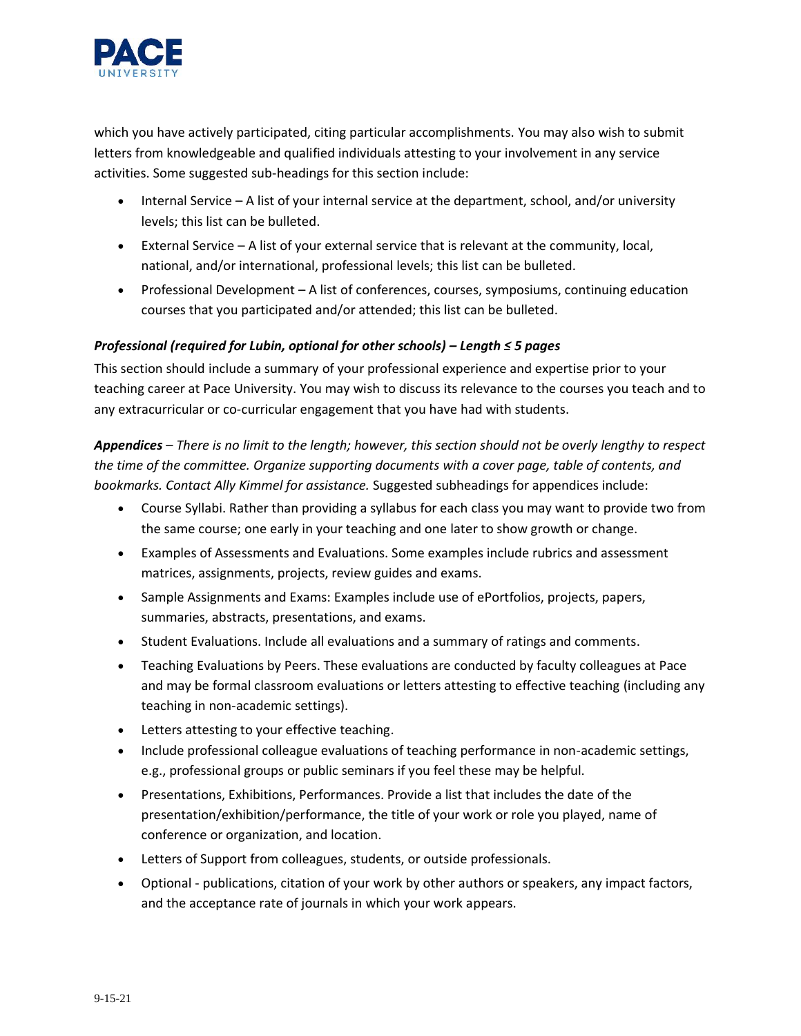which you have actively participated, citing particular accomplishments. You may also wish to submit letters from knowledgeable and qualified individuals attesting to your involvement in any service activities. Some suggested sub-headings for this section include:

- Internal Service – A list of your internal service at the department, school, and/or university levels; this list can be bulleted.
- External Service – A list of your external service that is relevant at the community, local, national, and/or international, professional levels; this list can be bulleted.
- Professional Development – A list of conferences, courses, symposiums, continuing education courses that you participated and/or attended; this list can be bulleted.

***Professional (required for Lubin, optional for other schools) – Length ≤ 5 pages***

This section should include a summary of your professional experience and expertise prior to your teaching career at Pace University. You may wish to discuss its relevance to the courses you teach and to any extracurricular or co-curricular engagement that you have had with students.

***Appendices*** *– There is no limit to the length; however, this section should not be overly lengthy to respect the time of the committee. Organize supporting documents with a cover page, table of contents, and bookmarks. Contact Ally Kimmel for assistance.* Suggested subheadings for appendices include:

- Course Syllabi. Rather than providing a syllabus for each class you may want to provide two from the same course; one early in your teaching and one later to show growth or change.
- Examples of Assessments and Evaluations. Some examples include rubrics and assessment matrices, assignments, projects, review guides and exams.
- Sample Assignments and Exams: Examples include use of ePortfolios, projects, papers, summaries, abstracts, presentations, and exams.
- Student Evaluations. Include all evaluations and a summary of ratings and comments.
- Teaching Evaluations by Peers. These evaluations are conducted by faculty colleagues at Pace and may be formal classroom evaluations or letters attesting to effective teaching (including any teaching in non-academic settings).
- Letters attesting to your effective teaching.
- Include professional colleague evaluations of teaching performance in non-academic settings, e.g., professional groups or public seminars if you feel these may be helpful.
- Presentations, Exhibitions, Performances. Provide a list that includes the date of the presentation/exhibition/performance, the title of your work or role you played, name of conference or organization, and location.
- Letters of Support from colleagues, students, or outside professionals.
- Optional - publications, citation of your work by other authors or speakers, any impact factors, and the acceptance rate of journals in which your work appears.